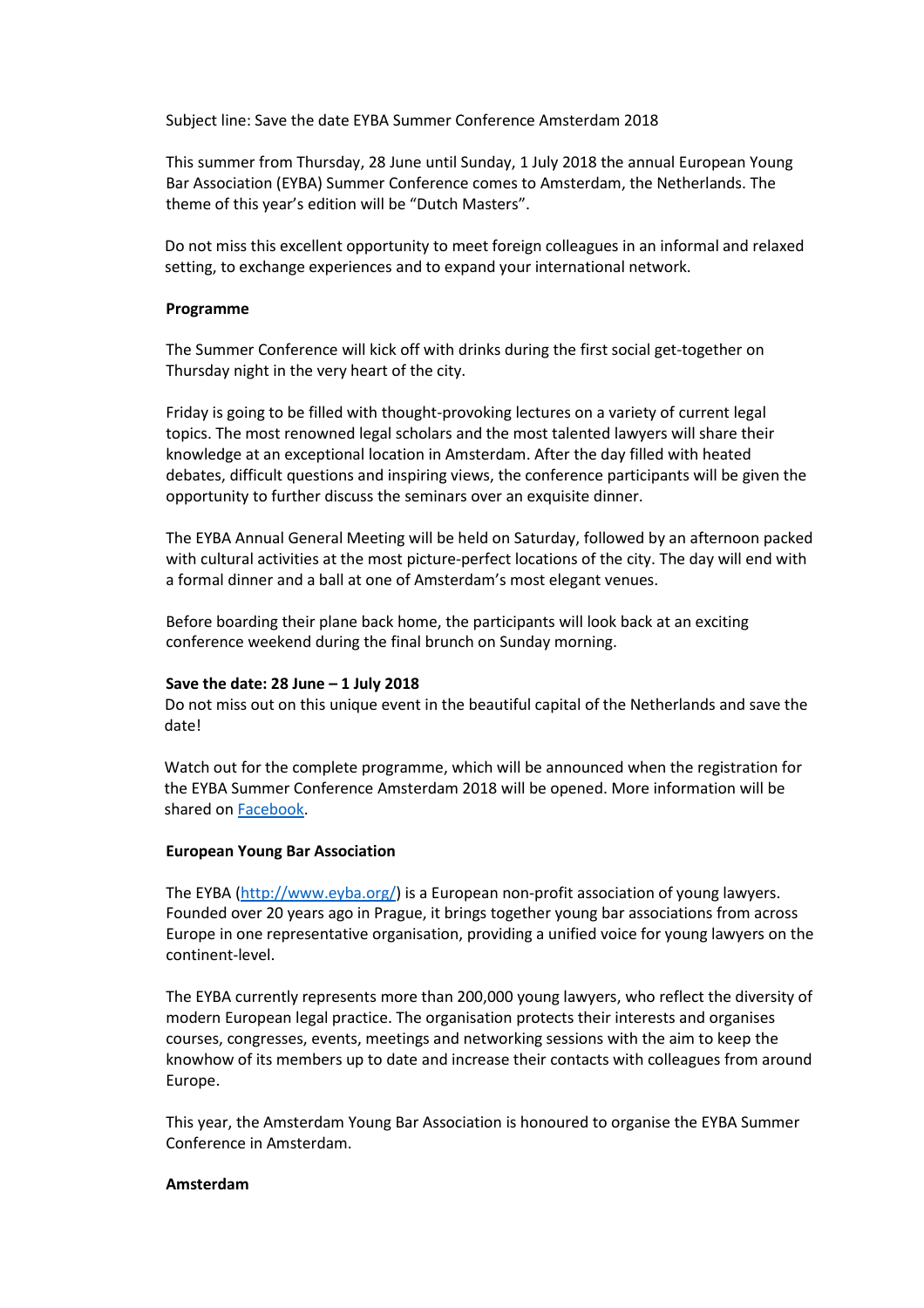Subject line: Save the date EYBA Summer Conference Amsterdam 2018

This summer from Thursday, 28 June until Sunday, 1 July 2018 the annual European Young Bar Association (EYBA) Summer Conference comes to Amsterdam, the Netherlands. The theme of this year's edition will be "Dutch Masters".

Do not miss this excellent opportunity to meet foreign colleagues in an informal and relaxed setting, to exchange experiences and to expand your international network.

**Programme**

The Summer Conference will kick off with drinks during the first social get-together on Thursday night in the very heart of the city.

Friday is going to be filled with thought-provoking lectures on a variety of current legal topics. The most renowned legal scholars and the most talented lawyers will share their knowledge at an exceptional location in Amsterdam. After the day filled with heated debates, difficult questions and inspiring views, the conference participants will be given the opportunity to further discuss the seminars over an exquisite dinner.

The EYBA Annual General Meeting will be held on Saturday, followed by an afternoon packed with cultural activities at the most picture-perfect locations of the city. The day will end with a formal dinner and a ball at one of Amsterdam's most elegant venues.

Before boarding their plane back home, the participants will look back at an exciting conference weekend during the final brunch on Sunday morning.

**Save the date: 28 June – 1 July 2018**

Do not miss out on this unique event in the beautiful capital of the Netherlands and save the date!

Watch out for the complete programme, which will be announced when the registration for the EYBA Summer Conference Amsterdam 2018 will be opened. More information will be shared on Facebook.

**European Young Bar Association**

The EYBA (http://www.eyba.org/) is a European non-profit association of young lawyers. Founded over 20 years ago in Prague, it brings together young bar associations from across Europe in one representative organisation, providing a unified voice for young lawyers on the continent-level.

The EYBA currently represents more than 200,000 young lawyers, who reflect the diversity of modern European legal practice. The organisation protects their interests and organises courses, congresses, events, meetings and networking sessions with the aim to keep the knowhow of its members up to date and increase their contacts with colleagues from around Europe.

This year, the Amsterdam Young Bar Association is honoured to organise the EYBA Summer Conference in Amsterdam.

**Amsterdam**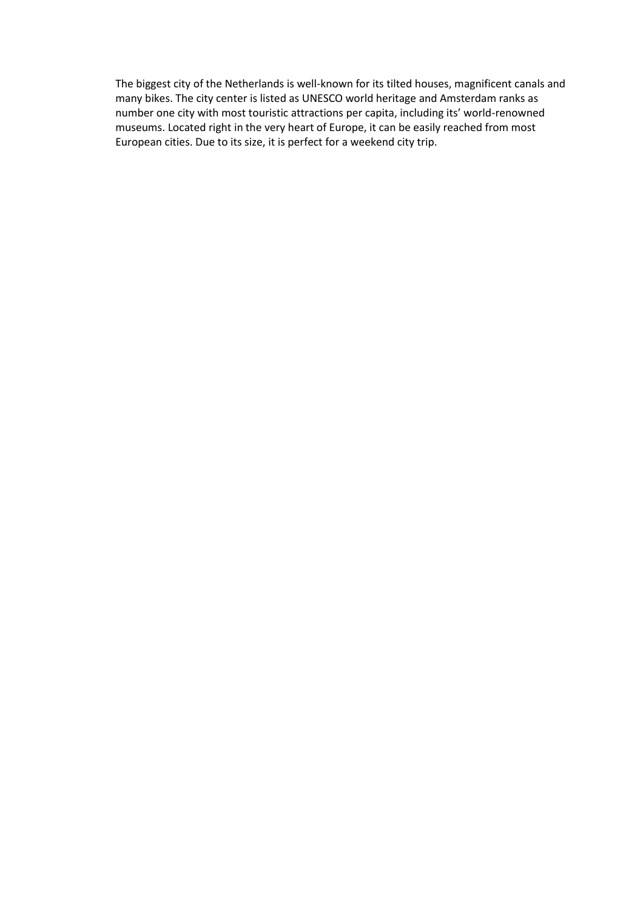The biggest city of the Netherlands is well-known for its tilted houses, magnificent canals and many bikes. The city center is listed as UNESCO world heritage and Amsterdam ranks as number one city with most touristic attractions per capita, including its' world-renowned museums. Located right in the very heart of Europe, it can be easily reached from most European cities. Due to its size, it is perfect for a weekend city trip.